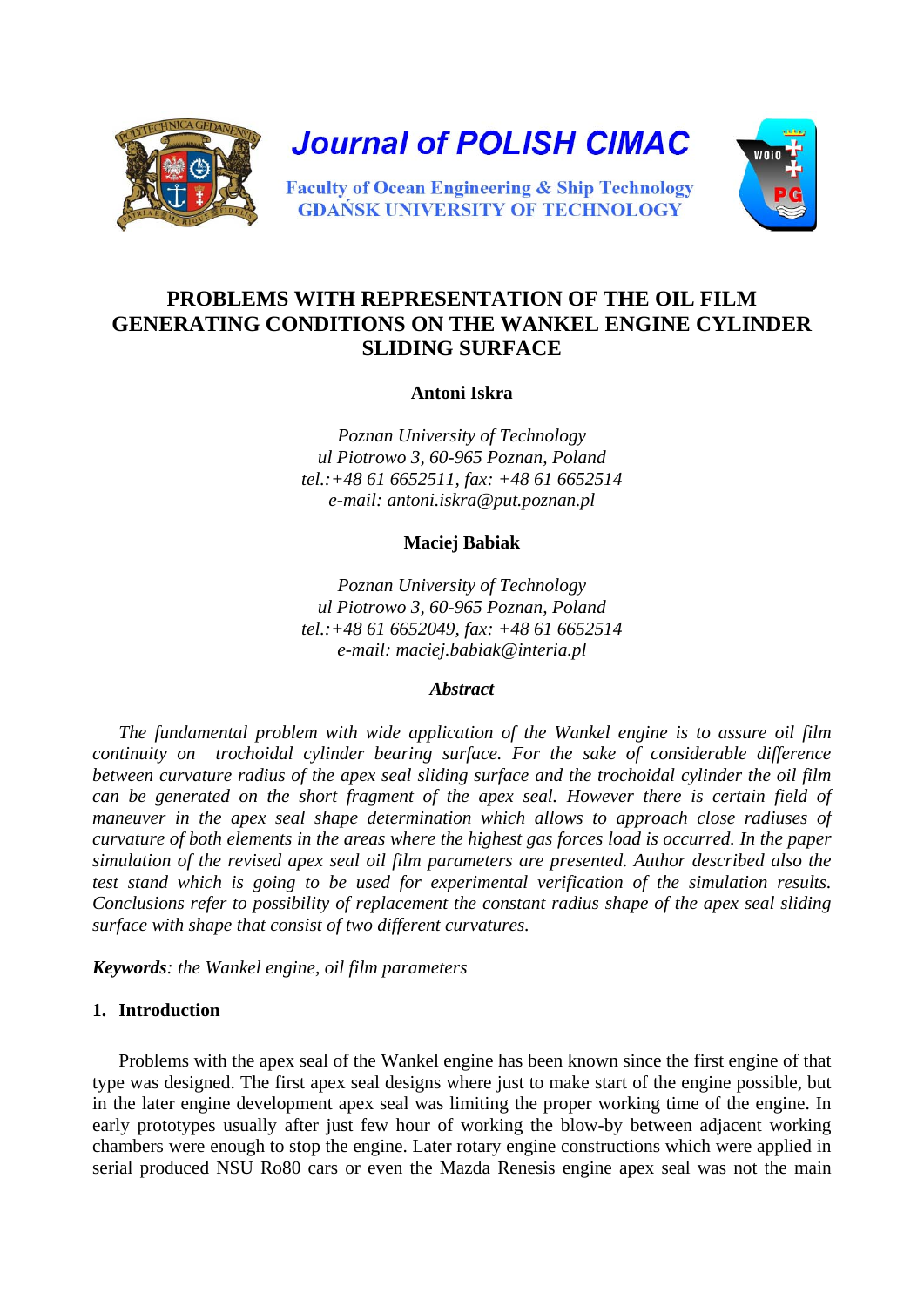Journal of POLISH CIMAC

Faculty of Ocean Engineering & Ship Technology
GDAŃSK UNIVERSITY OF TECHNOLOGY

# PROBLEMS WITH REPRESENTATION OF THE OIL FILM GENERATING CONDITIONS ON THE WANKEL ENGINE CYLINDER SLIDING SURFACE

**Antoni Iskra**

*Poznan University of Technology*
*ul Piotrowo 3, 60-965 Poznan, Poland*
*tel.:+48 61 6652511, fax: +48 61 6652514*
*e-mail: antoni.iskra@put.poznan.pl*

**Maciej Babiak**

*Poznan University of Technology*
*ul Piotrowo 3, 60-965 Poznan, Poland*
*tel.:+48 61 6652049, fax: +48 61 6652514*
*e-mail: maciej.babiak@interia.pl*

***Abstract***

*The fundamental problem with wide application of the Wankel engine is to assure oil film continuity on trochoidal cylinder bearing surface. For the sake of considerable difference between curvature radius of the apex seal sliding surface and the trochoidal cylinder the oil film can be generated on the short fragment of the apex seal. However there is certain field of maneuver in the apex seal shape determination which allows to approach close radiuses of curvature of both elements in the areas where the highest gas forces load is occurred. In the paper simulation of the revised apex seal oil film parameters are presented. Author described also the test stand which is going to be used for experimental verification of the simulation results. Conclusions refer to possibility of replacement the constant radius shape of the apex seal sliding surface with shape that consist of two different curvatures.*

***Keywords****: the Wankel engine, oil film parameters*

## 1. Introduction

Problems with the apex seal of the Wankel engine has been known since the first engine of that type was designed. The first apex seal designs where just to make start of the engine possible, but in the later engine development apex seal was limiting the proper working time of the engine. In early prototypes usually after just few hour of working the blow-by between adjacent working chambers were enough to stop the engine. Later rotary engine constructions which were applied in serial produced NSU Ro80 cars or even the Mazda Renesis engine apex seal was not the main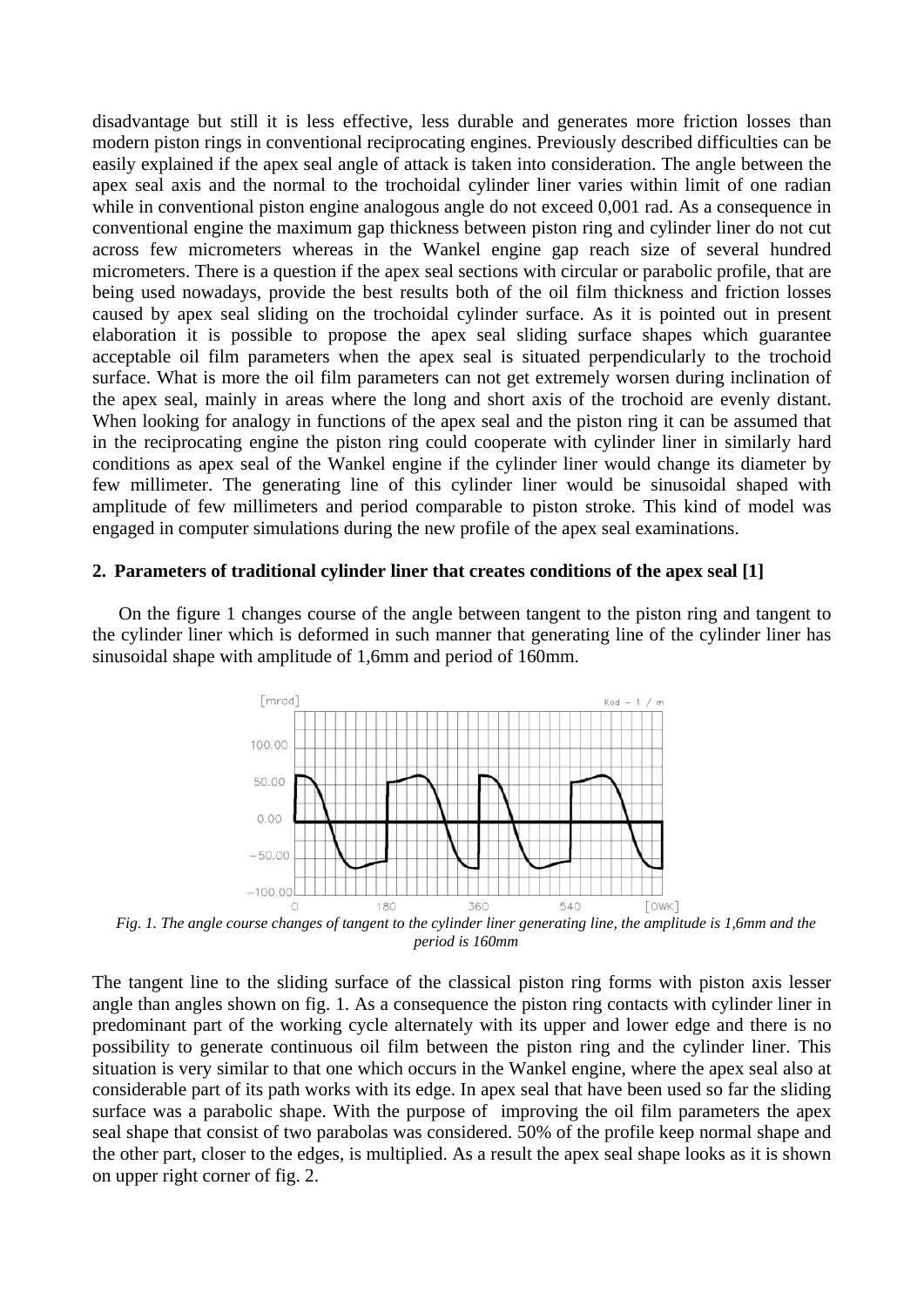disadvantage but still it is less effective, less durable and generates more friction losses than modern piston rings in conventional reciprocating engines. Previously described difficulties can be easily explained if the apex seal angle of attack is taken into consideration. The angle between the apex seal axis and the normal to the trochoidal cylinder liner varies within limit of one radian while in conventional piston engine analogous angle do not exceed 0,001 rad. As a consequence in conventional engine the maximum gap thickness between piston ring and cylinder liner do not cut across few micrometers whereas in the Wankel engine gap reach size of several hundred micrometers. There is a question if the apex seal sections with circular or parabolic profile, that are being used nowadays, provide the best results both of the oil film thickness and friction losses caused by apex seal sliding on the trochoidal cylinder surface. As it is pointed out in present elaboration it is possible to propose the apex seal sliding surface shapes which guarantee acceptable oil film parameters when the apex seal is situated perpendicularly to the trochoid surface. What is more the oil film parameters can not get extremely worsen during inclination of the apex seal, mainly in areas where the long and short axis of the trochoid are evenly distant. When looking for analogy in functions of the apex seal and the piston ring it can be assumed that in the reciprocating engine the piston ring could cooperate with cylinder liner in similarly hard conditions as apex seal of the Wankel engine if the cylinder liner would change its diameter by few millimeter. The generating line of this cylinder liner would be sinusoidal shaped with amplitude of few millimeters and period comparable to piston stroke. This kind of model was engaged in computer simulations during the new profile of the apex seal examinations.

## 2. Parameters of traditional cylinder liner that creates conditions of the apex seal [1]

On the figure 1 changes course of the angle between tangent to the piston ring and tangent to the cylinder liner which is deformed in such manner that generating line of the cylinder liner has sinusoidal shape with amplitude of 1,6mm and period of 160mm.

*Fig. 1. The angle course changes of tangent to the cylinder liner generating line, the amplitude is 1,6mm and the period is 160mm*

The tangent line to the sliding surface of the classical piston ring forms with piston axis lesser angle than angles shown on fig. 1. As a consequence the piston ring contacts with cylinder liner in predominant part of the working cycle alternately with its upper and lower edge and there is no possibility to generate continuous oil film between the piston ring and the cylinder liner. This situation is very similar to that one which occurs in the Wankel engine, where the apex seal also at considerable part of its path works with its edge. In apex seal that have been used so far the sliding surface was a parabolic shape. With the purpose of improving the oil film parameters the apex seal shape that consist of two parabolas was considered. 50% of the profile keep normal shape and the other part, closer to the edges, is multiplied. As a result the apex seal shape looks as it is shown on upper right corner of fig. 2.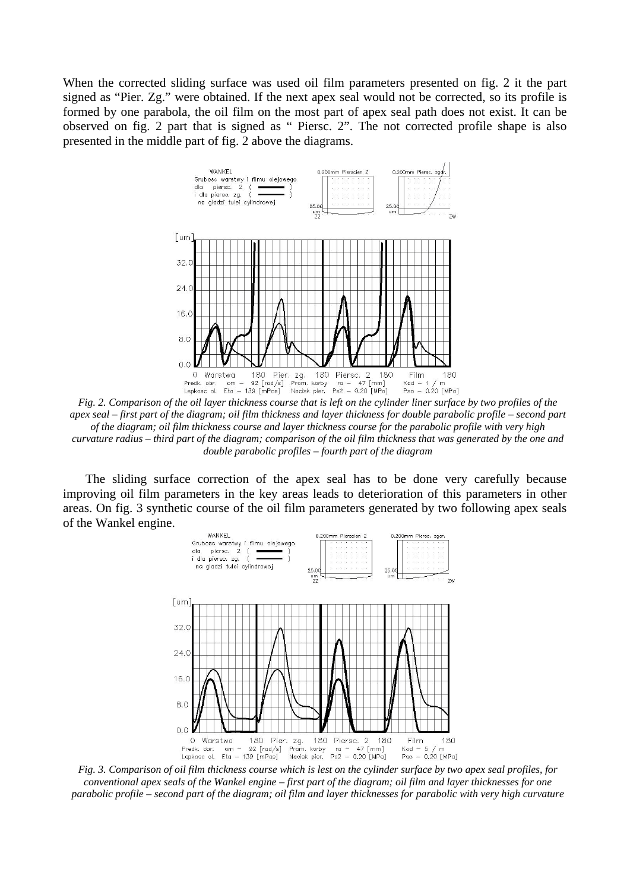When the corrected sliding surface was used oil film parameters presented on fig. 2 it the part signed as "Pier. Zg." were obtained. If the next apex seal would not be corrected, so its profile is formed by one parabola, the oil film on the most part of apex seal path does not exist. It can be observed on fig. 2 part that is signed as " Piersc. 2". The not corrected profile shape is also presented in the middle part of fig. 2 above the diagrams.

*Fig. 2. Comparison of the oil layer thickness course that is left on the cylinder liner surface by two profiles of the apex seal – first part of the diagram; oil film thickness and layer thickness for double parabolic profile – second part of the diagram; oil film thickness course and layer thickness course for the parabolic profile with very high curvature radius – third part of the diagram; comparison of the oil film thickness that was generated by the one and double parabolic profiles – fourth part of the diagram*

The sliding surface correction of the apex seal has to be done very carefully because improving oil film parameters in the key areas leads to deterioration of this parameters in other areas. On fig. 3 synthetic course of the oil film parameters generated by two following apex seals of the Wankel engine.

*Fig. 3. Comparison of oil film thickness course which is lest on the cylinder surface by two apex seal profiles, for conventional apex seals of the Wankel engine – first part of the diagram; oil film and layer thicknesses for one parabolic profile – second part of the diagram; oil film and layer thicknesses for parabolic with very high curvature*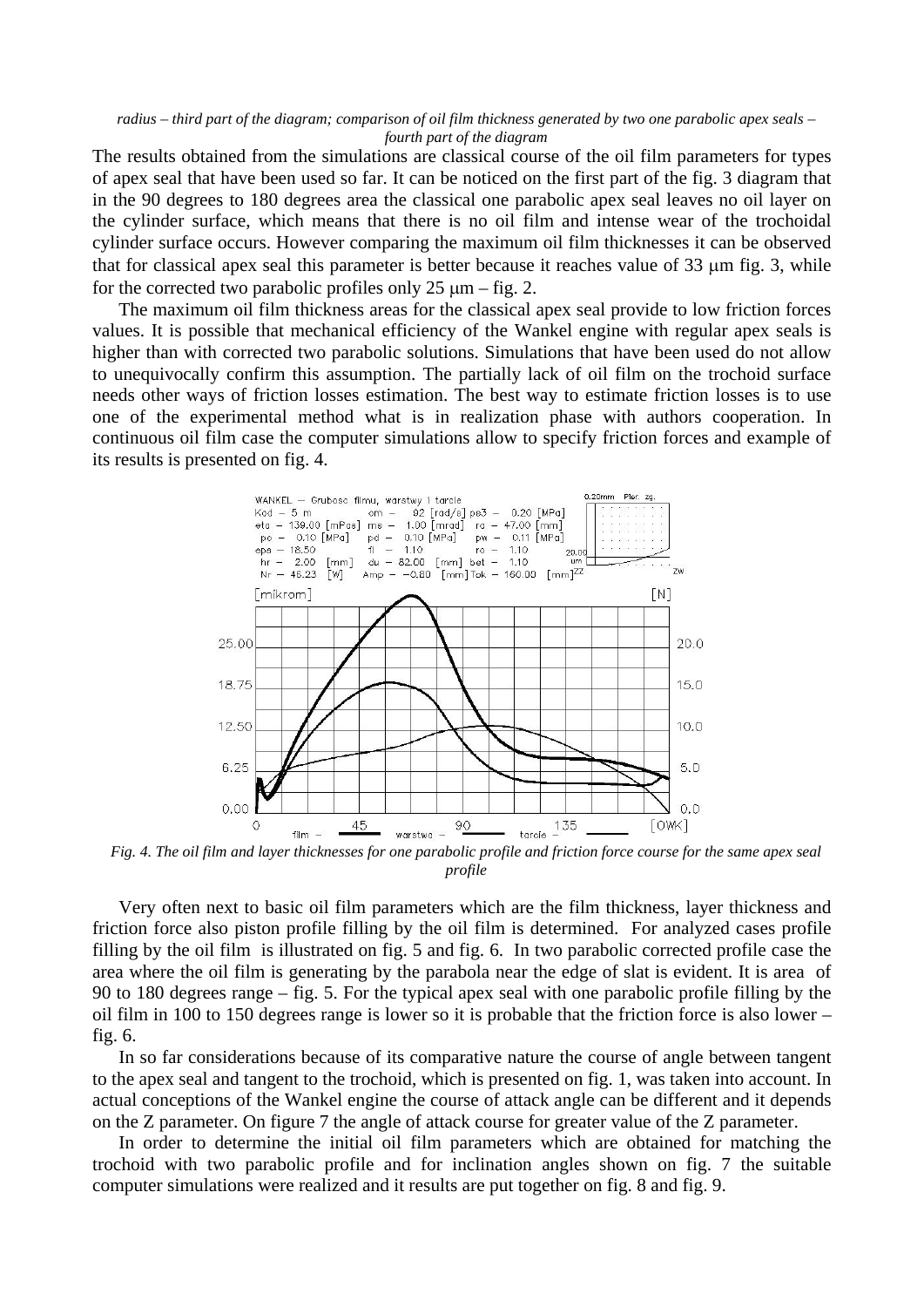*radius – third part of the diagram; comparison of oil film thickness generated by two one parabolic apex seals – fourth part of the diagram*

The results obtained from the simulations are classical course of the oil film parameters for types of apex seal that have been used so far. It can be noticed on the first part of the fig. 3 diagram that in the 90 degrees to 180 degrees area the classical one parabolic apex seal leaves no oil layer on the cylinder surface, which means that there is no oil film and intense wear of the trochoidal cylinder surface occurs. However comparing the maximum oil film thicknesses it can be observed that for classical apex seal this parameter is better because it reaches value of 33 μm fig. 3, while for the corrected two parabolic profiles only 25 μm – fig. 2.

The maximum oil film thickness areas for the classical apex seal provide to low friction forces values. It is possible that mechanical efficiency of the Wankel engine with regular apex seals is higher than with corrected two parabolic solutions. Simulations that have been used do not allow to unequivocally confirm this assumption. The partially lack of oil film on the trochoid surface needs other ways of friction losses estimation. The best way to estimate friction losses is to use one of the experimental method what is in realization phase with authors cooperation. In continuous oil film case the computer simulations allow to specify friction forces and example of its results is presented on fig. 4.

*Fig. 4. The oil film and layer thicknesses for one parabolic profile and friction force course for the same apex seal profile*

Very often next to basic oil film parameters which are the film thickness, layer thickness and friction force also piston profile filling by the oil film is determined. For analyzed cases profile filling by the oil film is illustrated on fig. 5 and fig. 6. In two parabolic corrected profile case the area where the oil film is generating by the parabola near the edge of slat is evident. It is area of 90 to 180 degrees range – fig. 5. For the typical apex seal with one parabolic profile filling by the oil film in 100 to 150 degrees range is lower so it is probable that the friction force is also lower – fig. 6.

In so far considerations because of its comparative nature the course of angle between tangent to the apex seal and tangent to the trochoid, which is presented on fig. 1, was taken into account. In actual conceptions of the Wankel engine the course of attack angle can be different and it depends on the Z parameter. On figure 7 the angle of attack course for greater value of the Z parameter.

In order to determine the initial oil film parameters which are obtained for matching the trochoid with two parabolic profile and for inclination angles shown on fig. 7 the suitable computer simulations were realized and it results are put together on fig. 8 and fig. 9.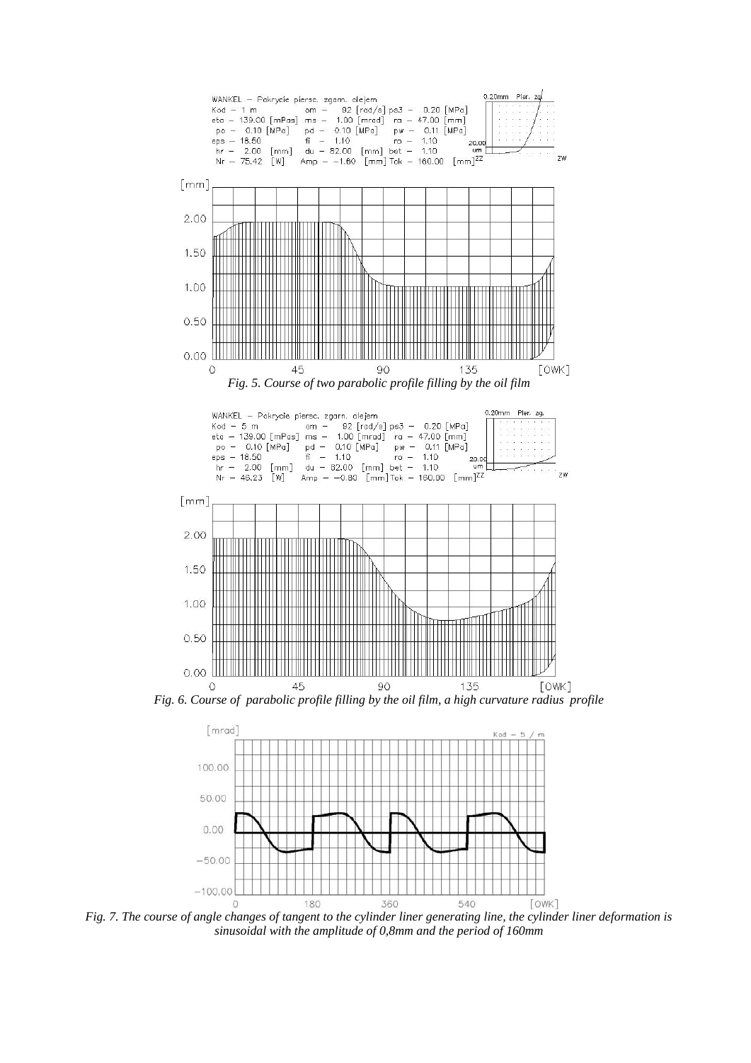*Fig. 5. Course of two parabolic profile filling by the oil film*

*Fig. 6. Course of parabolic profile filling by the oil film, a high curvature radius profile*

*Fig. 7. The course of angle changes of tangent to the cylinder liner generating line, the cylinder liner deformation is sinusoidal with the amplitude of 0,8mm and the period of 160mm*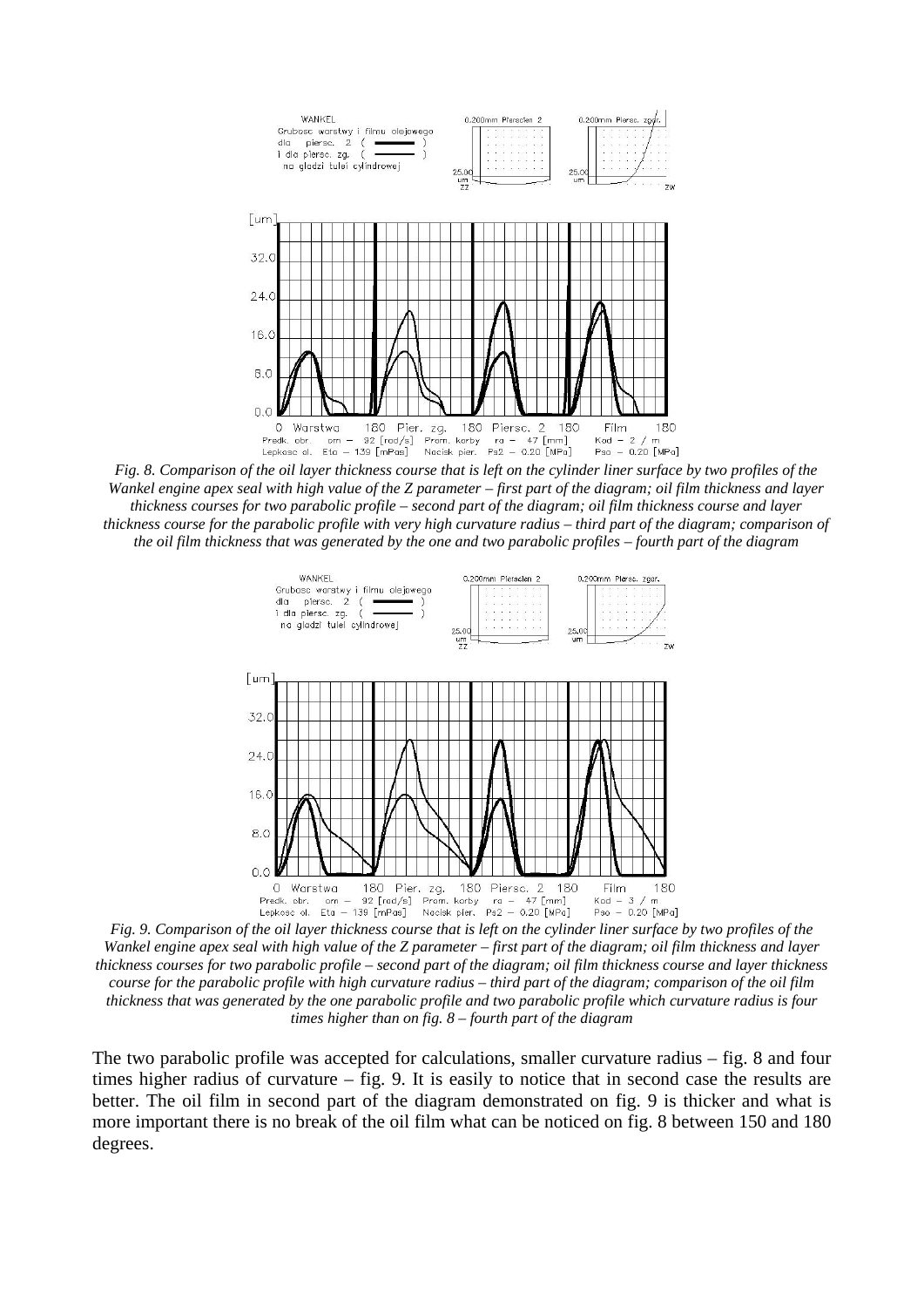*Fig. 8. Comparison of the oil layer thickness course that is left on the cylinder liner surface by two profiles of the Wankel engine apex seal with high value of the Z parameter – first part of the diagram; oil film thickness and layer thickness courses for two parabolic profile – second part of the diagram; oil film thickness course and layer thickness course for the parabolic profile with very high curvature radius – third part of the diagram; comparison of the oil film thickness that was generated by the one and two parabolic profiles – fourth part of the diagram*

*Fig. 9. Comparison of the oil layer thickness course that is left on the cylinder liner surface by two profiles of the Wankel engine apex seal with high value of the Z parameter – first part of the diagram; oil film thickness and layer thickness courses for two parabolic profile – second part of the diagram; oil film thickness course and layer thickness course for the parabolic profile with high curvature radius – third part of the diagram; comparison of the oil film thickness that was generated by the one parabolic profile and two parabolic profile which curvature radius is four times higher than on fig. 8 – fourth part of the diagram*

The two parabolic profile was accepted for calculations, smaller curvature radius – fig. 8 and four times higher radius of curvature – fig. 9. It is easily to notice that in second case the results are better. The oil film in second part of the diagram demonstrated on fig. 9 is thicker and what is more important there is no break of the oil film what can be noticed on fig. 8 between 150 and 180 degrees.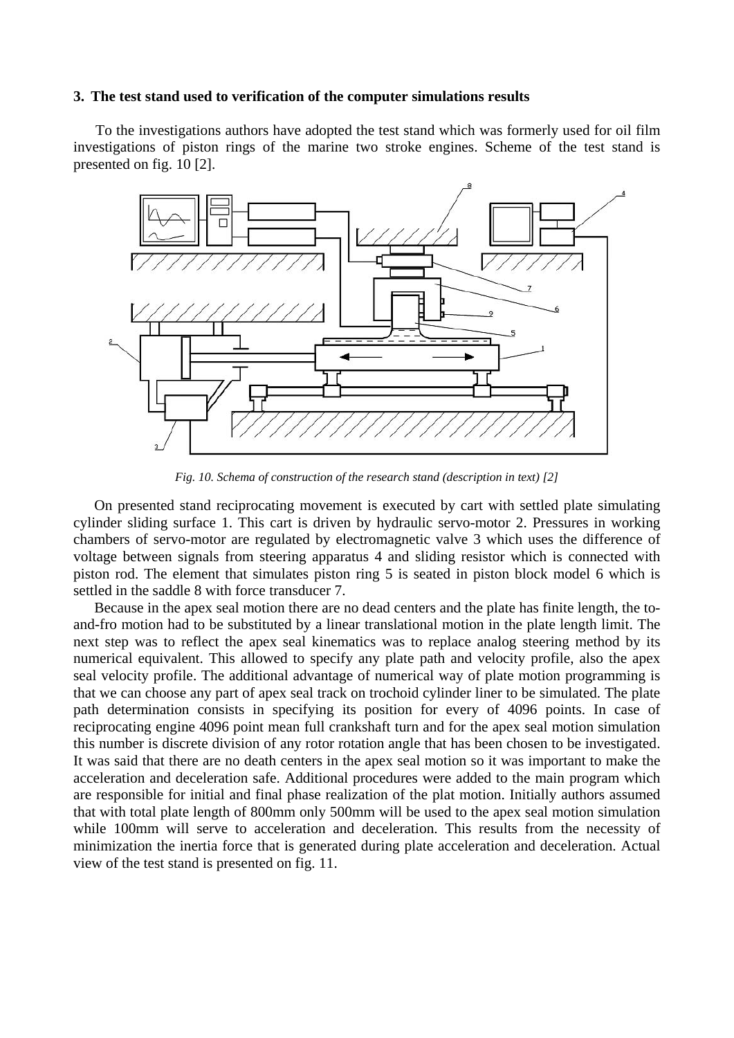### 3. The test stand used to verification of the computer simulations results

To the investigations authors have adopted the test stand which was formerly used for oil film investigations of piston rings of the marine two stroke engines. Scheme of the test stand is presented on fig. 10 [2].

*Fig. 10. Schema of construction of the research stand (description in text) [2]*

On presented stand reciprocating movement is executed by cart with settled plate simulating cylinder sliding surface 1. This cart is driven by hydraulic servo-motor 2. Pressures in working chambers of servo-motor are regulated by electromagnetic valve 3 which uses the difference of voltage between signals from steering apparatus 4 and sliding resistor which is connected with piston rod. The element that simulates piston ring 5 is seated in piston block model 6 which is settled in the saddle 8 with force transducer 7.

Because in the apex seal motion there are no dead centers and the plate has finite length, the to-and-fro motion had to be substituted by a linear translational motion in the plate length limit. The next step was to reflect the apex seal kinematics was to replace analog steering method by its numerical equivalent. This allowed to specify any plate path and velocity profile, also the apex seal velocity profile. The additional advantage of numerical way of plate motion programming is that we can choose any part of apex seal track on trochoid cylinder liner to be simulated. The plate path determination consists in specifying its position for every of 4096 points. In case of reciprocating engine 4096 point mean full crankshaft turn and for the apex seal motion simulation this number is discrete division of any rotor rotation angle that has been chosen to be investigated. It was said that there are no death centers in the apex seal motion so it was important to make the acceleration and deceleration safe. Additional procedures were added to the main program which are responsible for initial and final phase realization of the plat motion. Initially authors assumed that with total plate length of 800mm only 500mm will be used to the apex seal motion simulation while 100mm will serve to acceleration and deceleration. This results from the necessity of minimization the inertia force that is generated during plate acceleration and deceleration. Actual view of the test stand is presented on fig. 11.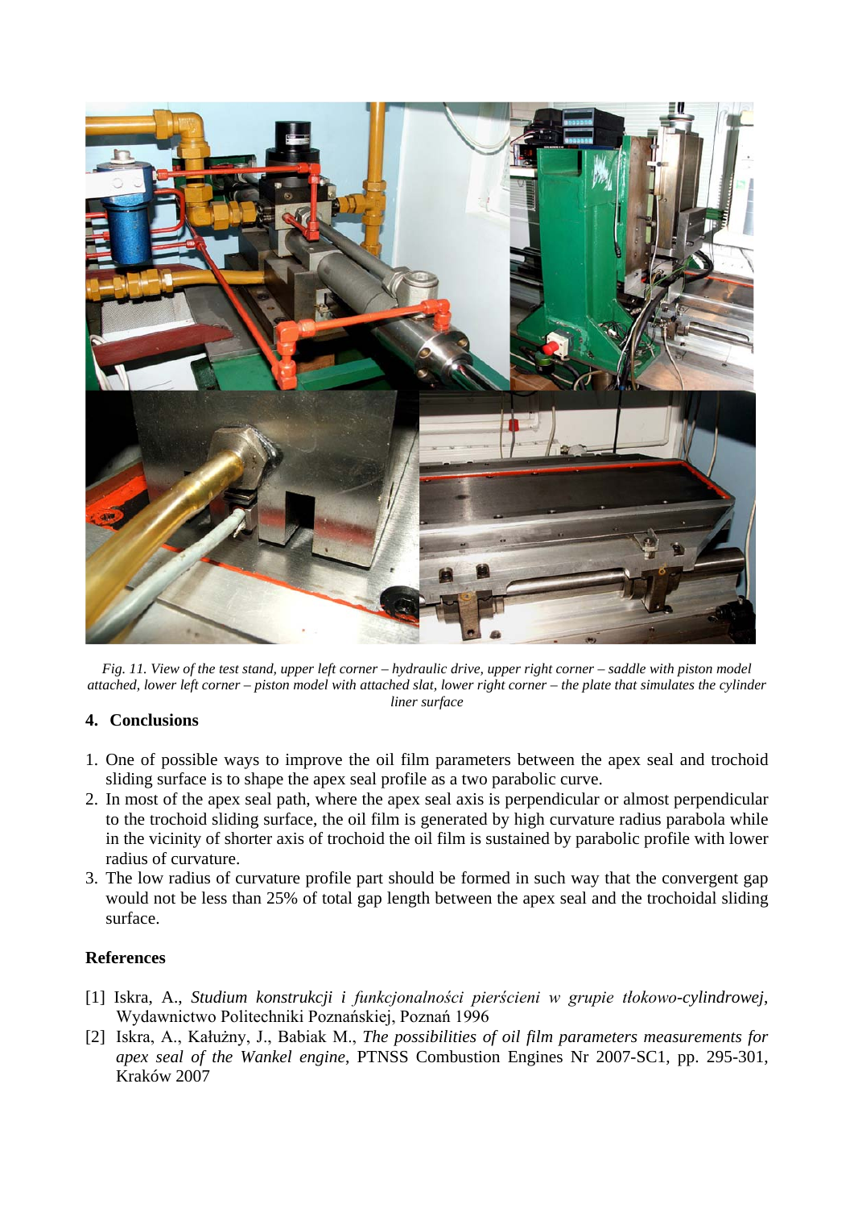*Fig. 11. View of the test stand, upper left corner – hydraulic drive, upper right corner – saddle with piston model attached, lower left corner – piston model with attached slat, lower right corner – the plate that simulates the cylinder liner surface*

## 4. Conclusions

1. One of possible ways to improve the oil film parameters between the apex seal and trochoid sliding surface is to shape the apex seal profile as a two parabolic curve.
2. In most of the apex seal path, where the apex seal axis is perpendicular or almost perpendicular to the trochoid sliding surface, the oil film is generated by high curvature radius parabola while in the vicinity of shorter axis of trochoid the oil film is sustained by parabolic profile with lower radius of curvature.
3. The low radius of curvature profile part should be formed in such way that the convergent gap would not be less than 25% of total gap length between the apex seal and the trochoidal sliding surface.

## References

[1] Iskra, A., *Studium konstrukcji i funkcjonalności pierścieni w grupie tłokowo-cylindrowej*, Wydawnictwo Politechniki Poznańskiej, Poznań 1996

[2] Iskra, A., Kałużny, J., Babiak M., *The possibilities of oil film parameters measurements for apex seal of the Wankel engine*, PTNSS Combustion Engines Nr 2007-SC1, pp. 295-301, Kraków 2007